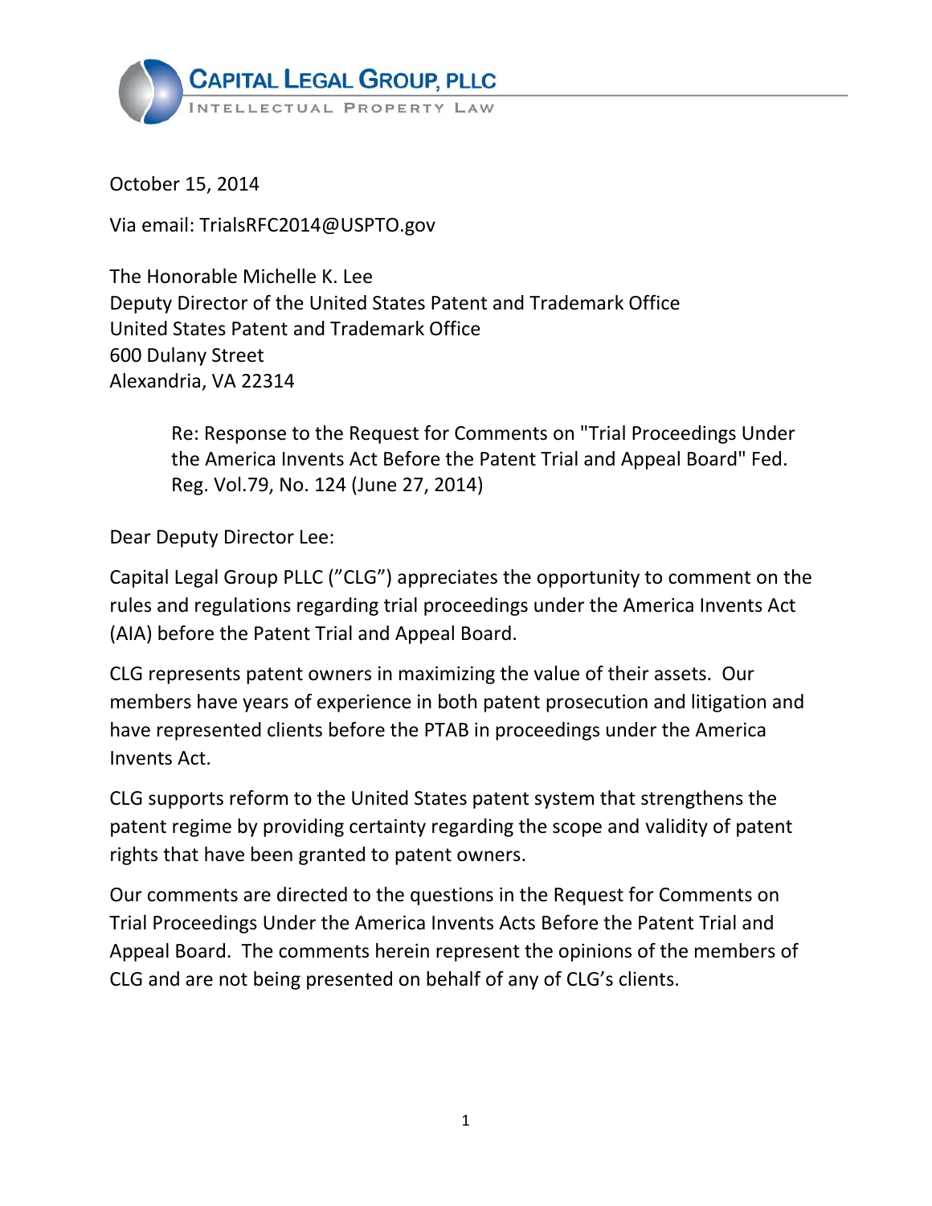**CAPITAL LEGAL GROUP, PLLC**
INTELLECTUAL PROPERTY LAW

October 15, 2014

Via email: TrialsRFC2014@USPTO.gov

The Honorable Michelle K. Lee
Deputy Director of the United States Patent and Trademark Office
United States Patent and Trademark Office
600 Dulany Street
Alexandria, VA 22314

> Re: Response to the Request for Comments on "Trial Proceedings Under the America Invents Act Before the Patent Trial and Appeal Board" Fed. Reg. Vol.79, No. 124 (June 27, 2014)

Dear Deputy Director Lee:

Capital Legal Group PLLC (”CLG”) appreciates the opportunity to comment on the rules and regulations regarding trial proceedings under the America Invents Act (AIA) before the Patent Trial and Appeal Board.

CLG represents patent owners in maximizing the value of their assets. Our members have years of experience in both patent prosecution and litigation and have represented clients before the PTAB in proceedings under the America Invents Act.

CLG supports reform to the United States patent system that strengthens the patent regime by providing certainty regarding the scope and validity of patent rights that have been granted to patent owners.

Our comments are directed to the questions in the Request for Comments on Trial Proceedings Under the America Invents Acts Before the Patent Trial and Appeal Board. The comments herein represent the opinions of the members of CLG and are not being presented on behalf of any of CLG’s clients.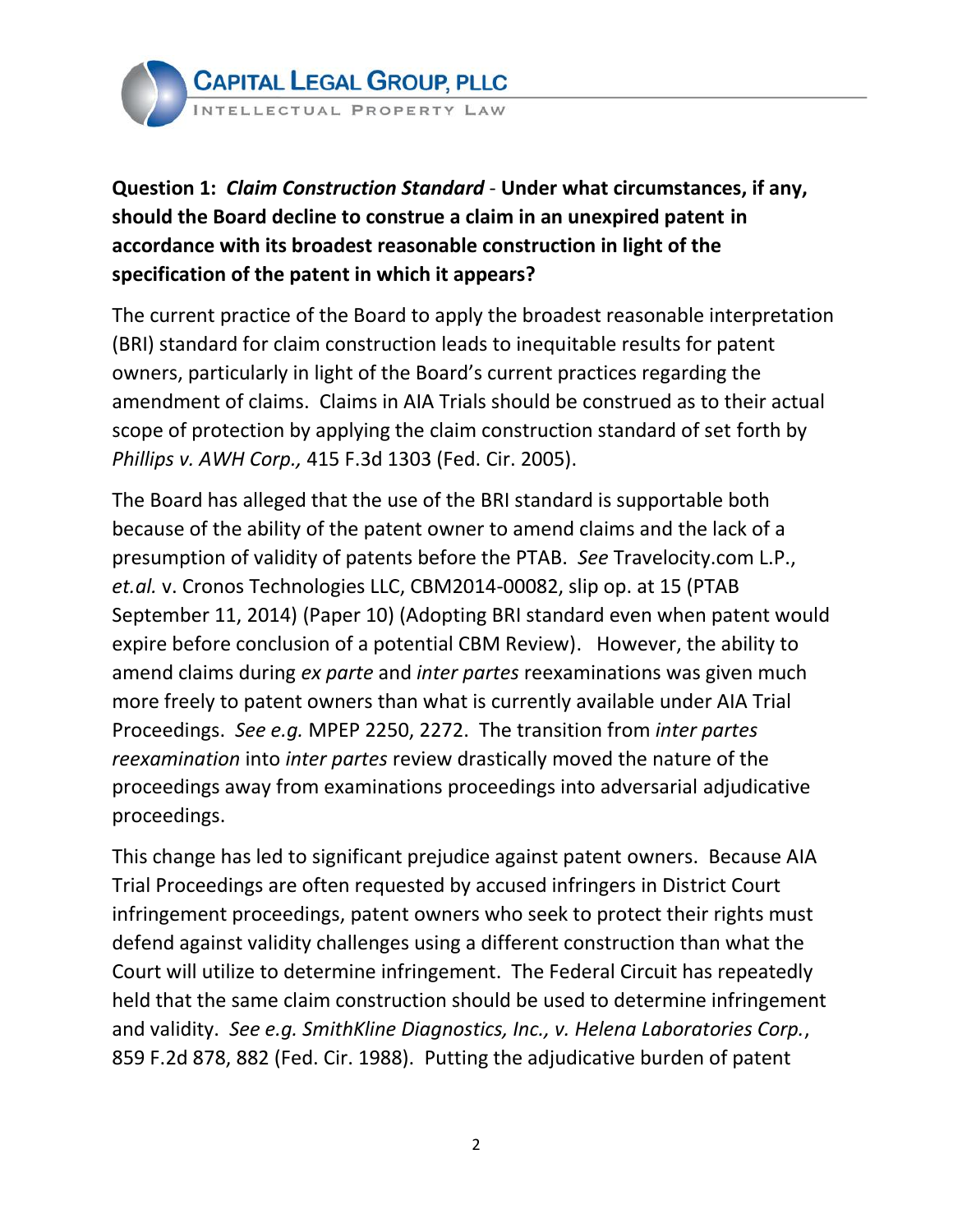**Question 1:** ***Claim Construction Standard*** **- Under what circumstances, if any, should the Board decline to construe a claim in an unexpired patent in accordance with its broadest reasonable construction in light of the specification of the patent in which it appears?**

The current practice of the Board to apply the broadest reasonable interpretation (BRI) standard for claim construction leads to inequitable results for patent owners, particularly in light of the Board's current practices regarding the amendment of claims. Claims in AIA Trials should be construed as to their actual scope of protection by applying the claim construction standard of set forth by *Phillips v. AWH Corp.,* 415 F.3d 1303 (Fed. Cir. 2005).

The Board has alleged that the use of the BRI standard is supportable both because of the ability of the patent owner to amend claims and the lack of a presumption of validity of patents before the PTAB. *See* Travelocity.com L.P., *et.al.* v. Cronos Technologies LLC, CBM2014-00082, slip op. at 15 (PTAB September 11, 2014) (Paper 10) (Adopting BRI standard even when patent would expire before conclusion of a potential CBM Review). However, the ability to amend claims during *ex parte* and *inter partes* reexaminations was given much more freely to patent owners than what is currently available under AIA Trial Proceedings. *See e.g.* MPEP 2250, 2272. The transition from *inter partes reexamination* into *inter partes* review drastically moved the nature of the proceedings away from examinations proceedings into adversarial adjudicative proceedings.

This change has led to significant prejudice against patent owners. Because AIA Trial Proceedings are often requested by accused infringers in District Court infringement proceedings, patent owners who seek to protect their rights must defend against validity challenges using a different construction than what the Court will utilize to determine infringement. The Federal Circuit has repeatedly held that the same claim construction should be used to determine infringement and validity. *See e.g. SmithKline Diagnostics, Inc., v. Helena Laboratories Corp.*, 859 F.2d 878, 882 (Fed. Cir. 1988). Putting the adjudicative burden of patent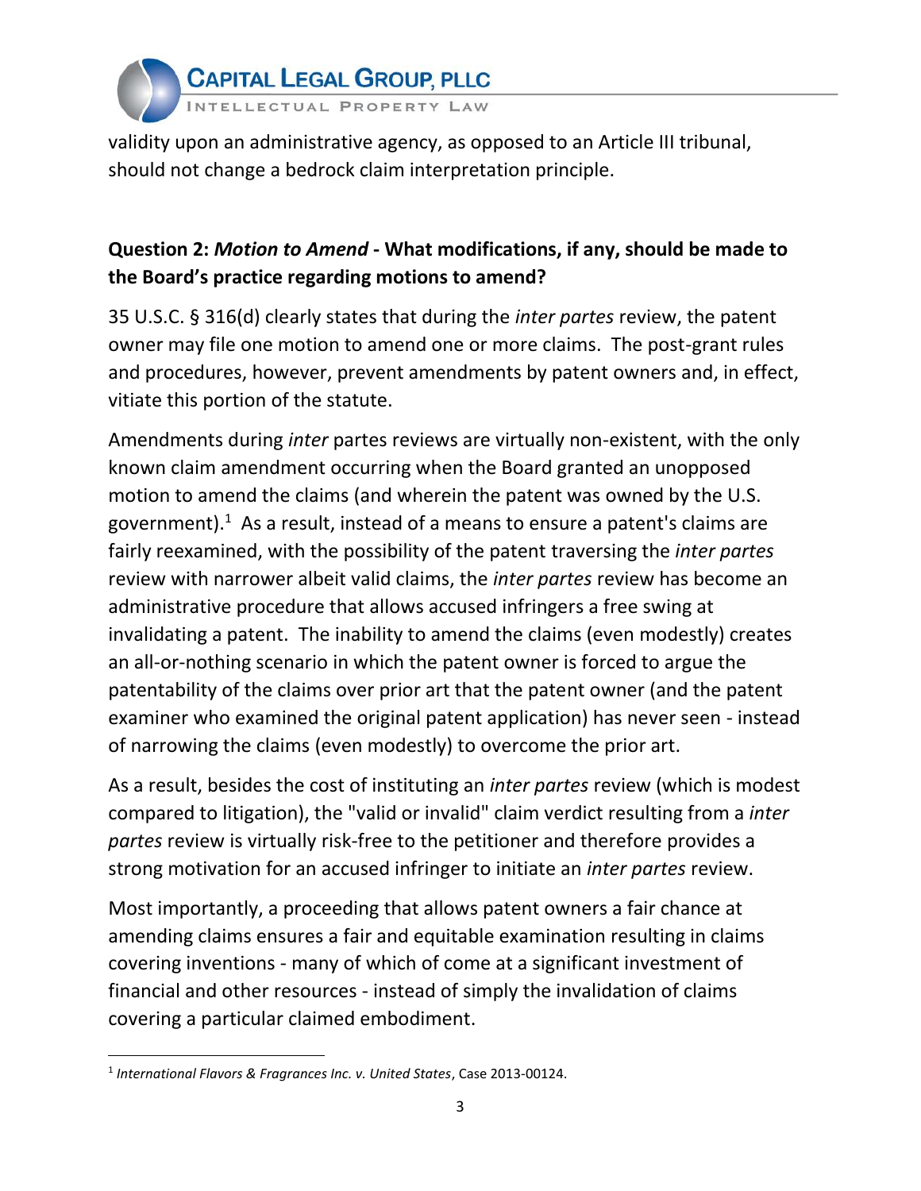validity upon an administrative agency, as opposed to an Article III tribunal, should not change a bedrock claim interpretation principle.

**Question 2: *Motion to Amend* - What modifications, if any, should be made to the Board's practice regarding motions to amend?**

35 U.S.C. § 316(d) clearly states that during the *inter partes* review, the patent owner may file one motion to amend one or more claims. The post-grant rules and procedures, however, prevent amendments by patent owners and, in effect, vitiate this portion of the statute.

Amendments during *inter* partes reviews are virtually non-existent, with the only known claim amendment occurring when the Board granted an unopposed motion to amend the claims (and wherein the patent was owned by the U.S. government).[1] As a result, instead of a means to ensure a patent's claims are fairly reexamined, with the possibility of the patent traversing the *inter partes* review with narrower albeit valid claims, the *inter partes* review has become an administrative procedure that allows accused infringers a free swing at invalidating a patent. The inability to amend the claims (even modestly) creates an all-or-nothing scenario in which the patent owner is forced to argue the patentability of the claims over prior art that the patent owner (and the patent examiner who examined the original patent application) has never seen - instead of narrowing the claims (even modestly) to overcome the prior art.

As a result, besides the cost of instituting an *inter partes* review (which is modest compared to litigation), the "valid or invalid" claim verdict resulting from a *inter partes* review is virtually risk-free to the petitioner and therefore provides a strong motivation for an accused infringer to initiate an *inter partes* review.

Most importantly, a proceeding that allows patent owners a fair chance at amending claims ensures a fair and equitable examination resulting in claims covering inventions - many of which of come at a significant investment of financial and other resources - instead of simply the invalidation of claims covering a particular claimed embodiment.

---

[1] *International Flavors & Fragrances Inc. v. United States*, Case 2013-00124.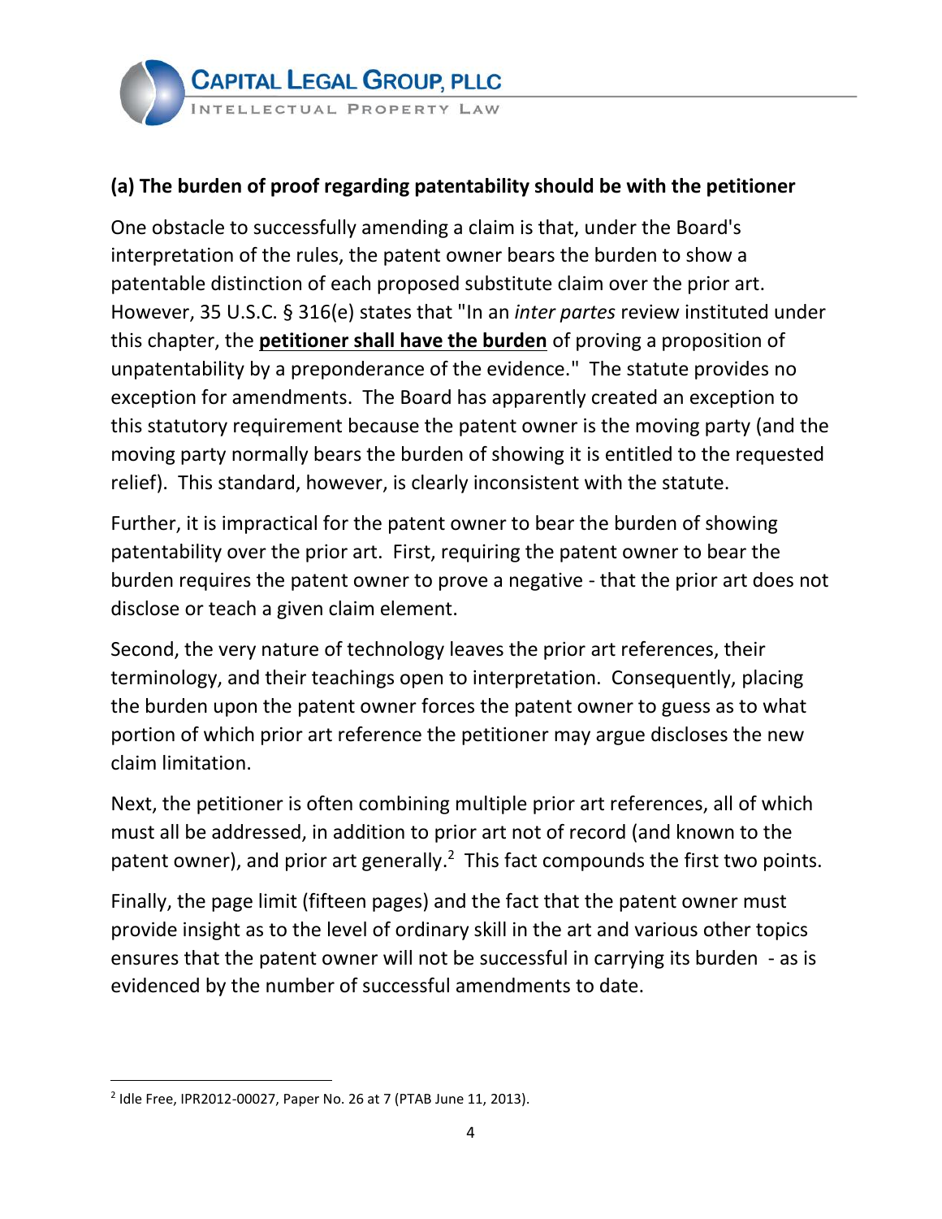### (a) The burden of proof regarding patentability should be with the petitioner

One obstacle to successfully amending a claim is that, under the Board's interpretation of the rules, the patent owner bears the burden to show a patentable distinction of each proposed substitute claim over the prior art. However, 35 U.S.C. § 316(e) states that "In an *inter partes* review instituted under this chapter, the **petitioner shall have the burden** of proving a proposition of unpatentability by a preponderance of the evidence." The statute provides no exception for amendments. The Board has apparently created an exception to this statutory requirement because the patent owner is the moving party (and the moving party normally bears the burden of showing it is entitled to the requested relief). This standard, however, is clearly inconsistent with the statute.

Further, it is impractical for the patent owner to bear the burden of showing patentability over the prior art. First, requiring the patent owner to bear the burden requires the patent owner to prove a negative - that the prior art does not disclose or teach a given claim element.

Second, the very nature of technology leaves the prior art references, their terminology, and their teachings open to interpretation. Consequently, placing the burden upon the patent owner forces the patent owner to guess as to what portion of which prior art reference the petitioner may argue discloses the new claim limitation.

Next, the petitioner is often combining multiple prior art references, all of which must all be addressed, in addition to prior art not of record (and known to the patent owner), and prior art generally.[2] This fact compounds the first two points.

Finally, the page limit (fifteen pages) and the fact that the patent owner must provide insight as to the level of ordinary skill in the art and various other topics ensures that the patent owner will not be successful in carrying its burden - as is evidenced by the number of successful amendments to date.

---

[2] Idle Free, IPR2012-00027, Paper No. 26 at 7 (PTAB June 11, 2013).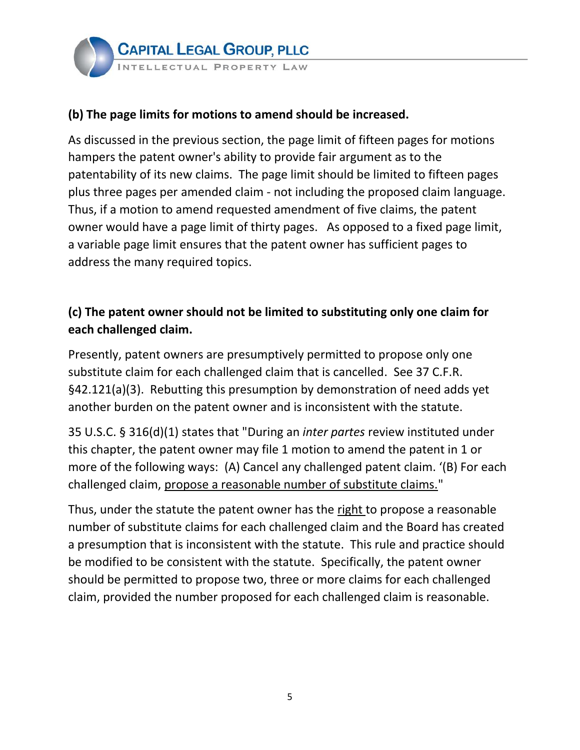**(b) The page limits for motions to amend should be increased.**

As discussed in the previous section, the page limit of fifteen pages for motions hampers the patent owner's ability to provide fair argument as to the patentability of its new claims. The page limit should be limited to fifteen pages plus three pages per amended claim - not including the proposed claim language. Thus, if a motion to amend requested amendment of five claims, the patent owner would have a page limit of thirty pages. As opposed to a fixed page limit, a variable page limit ensures that the patent owner has sufficient pages to address the many required topics.

**(c) The patent owner should not be limited to substituting only one claim for each challenged claim.**

Presently, patent owners are presumptively permitted to propose only one substitute claim for each challenged claim that is cancelled. See 37 C.F.R. §42.121(a)(3). Rebutting this presumption by demonstration of need adds yet another burden on the patent owner and is inconsistent with the statute.

35 U.S.C. § 316(d)(1) states that "During an *inter partes* review instituted under this chapter, the patent owner may file 1 motion to amend the patent in 1 or more of the following ways: (A) Cancel any challenged patent claim. '(B) For each challenged claim, <u>propose a reasonable number of substitute claims.</u>"

Thus, under the statute the patent owner has the <u>right</u> to propose a reasonable number of substitute claims for each challenged claim and the Board has created a presumption that is inconsistent with the statute. This rule and practice should be modified to be consistent with the statute. Specifically, the patent owner should be permitted to propose two, three or more claims for each challenged claim, provided the number proposed for each challenged claim is reasonable.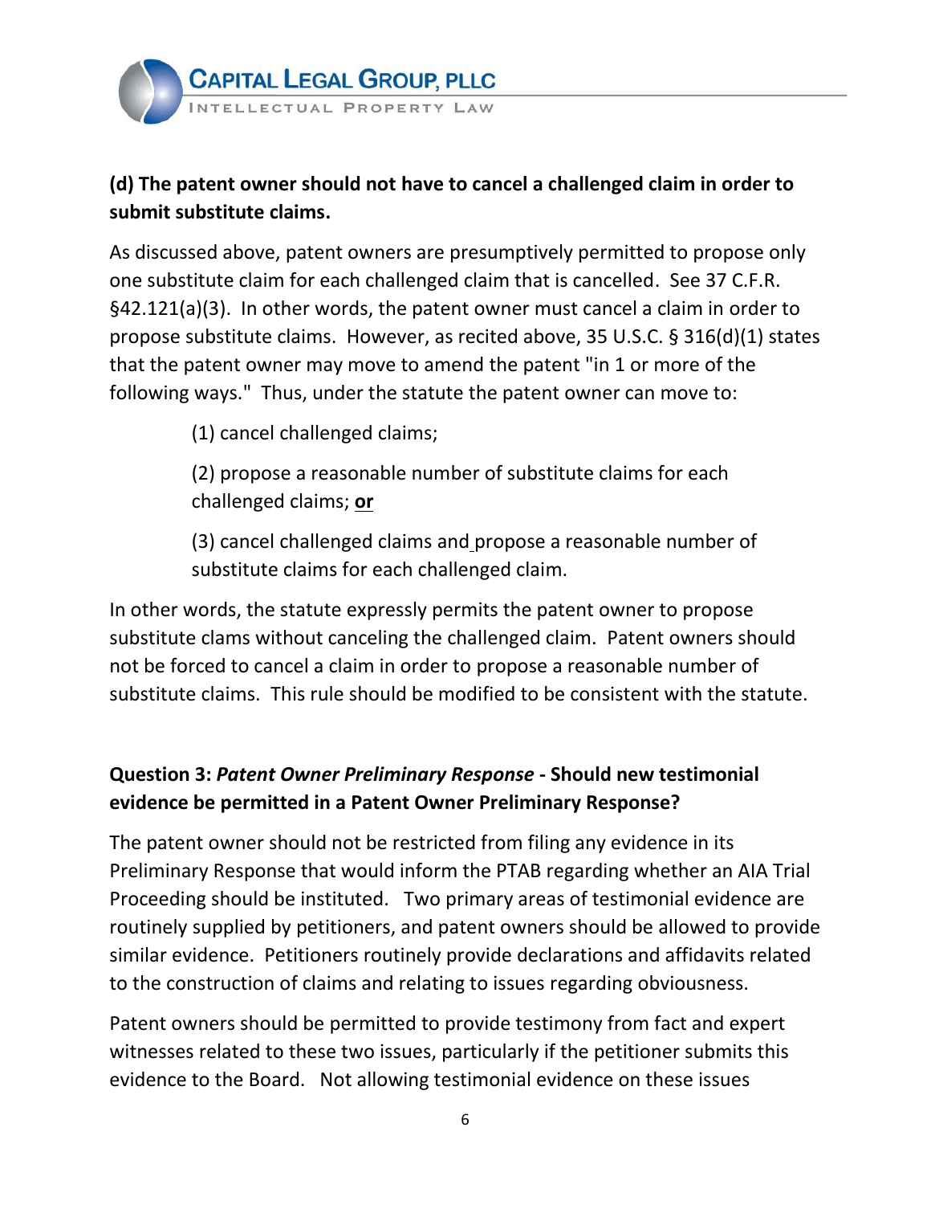**(d) The patent owner should not have to cancel a challenged claim in order to submit substitute claims.**

As discussed above, patent owners are presumptively permitted to propose only one substitute claim for each challenged claim that is cancelled. See 37 C.F.R. §42.121(a)(3). In other words, the patent owner must cancel a claim in order to propose substitute claims. However, as recited above, 35 U.S.C. § 316(d)(1) states that the patent owner may move to amend the patent "in 1 or more of the following ways." Thus, under the statute the patent owner can move to:

> (1) cancel challenged claims;
>
> (2) propose a reasonable number of substitute claims for each challenged claims; <u>**or**</u>
>
> (3) cancel challenged claims and propose a reasonable number of substitute claims for each challenged claim.

In other words, the statute expressly permits the patent owner to propose substitute clams without canceling the challenged claim. Patent owners should not be forced to cancel a claim in order to propose a reasonable number of substitute claims. This rule should be modified to be consistent with the statute.

**Question 3: *Patent Owner Preliminary Response* - Should new testimonial evidence be permitted in a Patent Owner Preliminary Response?**

The patent owner should not be restricted from filing any evidence in its Preliminary Response that would inform the PTAB regarding whether an AIA Trial Proceeding should be instituted. Two primary areas of testimonial evidence are routinely supplied by petitioners, and patent owners should be allowed to provide similar evidence. Petitioners routinely provide declarations and affidavits related to the construction of claims and relating to issues regarding obviousness.

Patent owners should be permitted to provide testimony from fact and expert witnesses related to these two issues, particularly if the petitioner submits this evidence to the Board. Not allowing testimonial evidence on these issues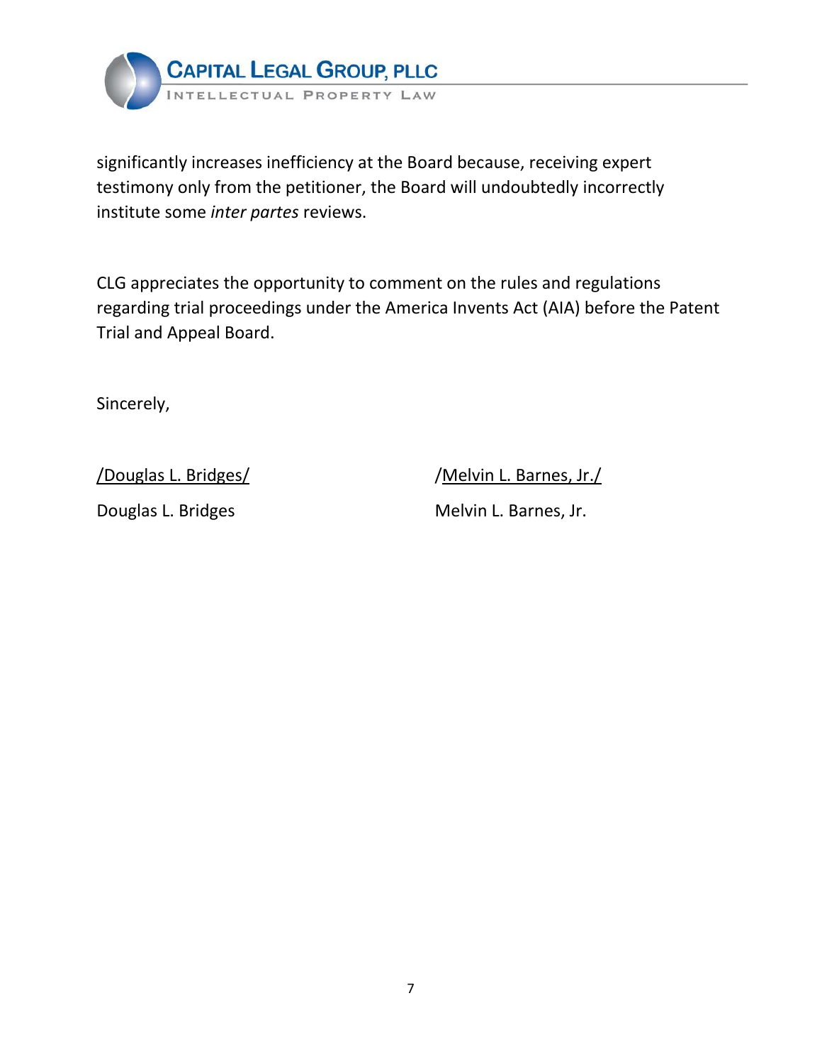significantly increases inefficiency at the Board because, receiving expert testimony only from the petitioner, the Board will undoubtedly incorrectly institute some *inter partes* reviews.

CLG appreciates the opportunity to comment on the rules and regulations regarding trial proceedings under the America Invents Act (AIA) before the Patent Trial and Appeal Board.

Sincerely,

/Douglas L. Bridges/ 

Douglas L. Bridges

/Melvin L. Barnes, Jr./

Melvin L. Barnes, Jr.